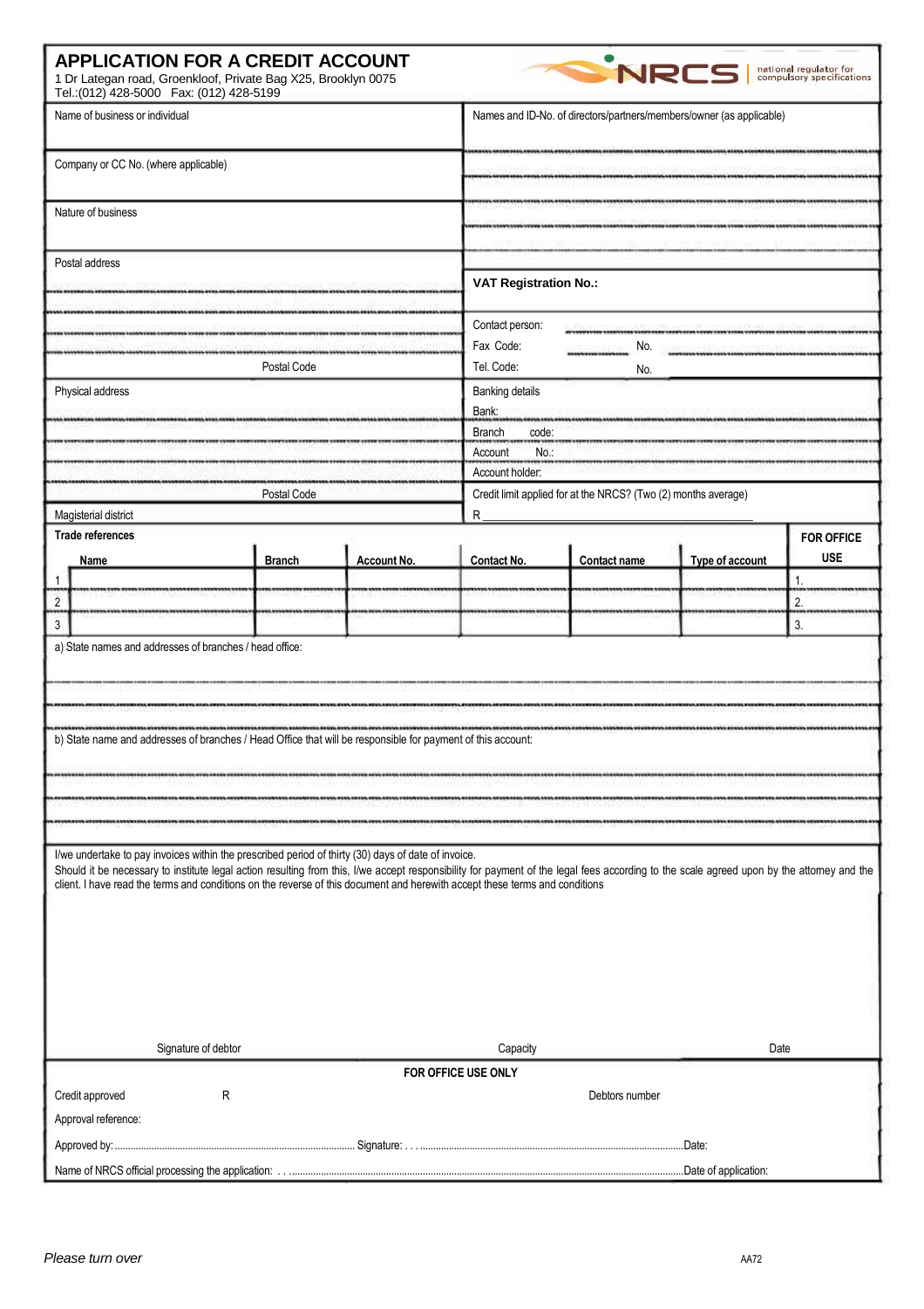# APPLICATION FOR A CREDIT ACCOUNT

1 Dr Lategan road, Groenkloof, Private Bag X25, Brooklyn 0075
Tel.:(012) 428-5000 Fax: (012) 428-5199

NRCS | national regulator for compulsory specifications

Name of business or individual

Names and ID-No. of directors/partners/members/owner (as applicable)

Company or CC No. (where applicable)

Nature of business

Postal address

Postal Code

**VAT Registration No.:**

Contact person:

Fax Code: No.

Tel. Code: No.

Physical address

Postal Code

Magisterial district

Banking details

Bank:

Branch code:

Account No.:

Account holder:

Credit limit applied for at the NRCS? (Two (2) months average)

R

**Trade references**

| | Name | Branch | Account No. | Contact No. | Contact name | Type of account | FOR OFFICE USE |
|---|---|---|---|---|---|---|---|
| 1 | | | | | | | 1. |
| 2 | | | | | | | 2. |
| 3 | | | | | | | 3. |

a) State names and addresses of branches / head office:

b) State name and addresses of branches / Head Office that will be responsible for payment of this account:

I/we undertake to pay invoices within the prescribed period of thirty (30) days of date of invoice.
Should it be necessary to institute legal action resulting from this, I/we accept responsibility for payment of the legal fees according to the scale agreed upon by the attorney and the client. I have read the terms and conditions on the reverse of this document and herewith accept these terms and conditions

Signature of debtor　　　　Capacity　　　　Date

**FOR OFFICE USE ONLY**

Credit approved R　　　　Debtors number

Approval reference:

Approved by:............................................ Signature: . . . ............................................Date:

Name of NRCS official processing the application: . . . ............................................Date of application:

*Please turn over*

AA72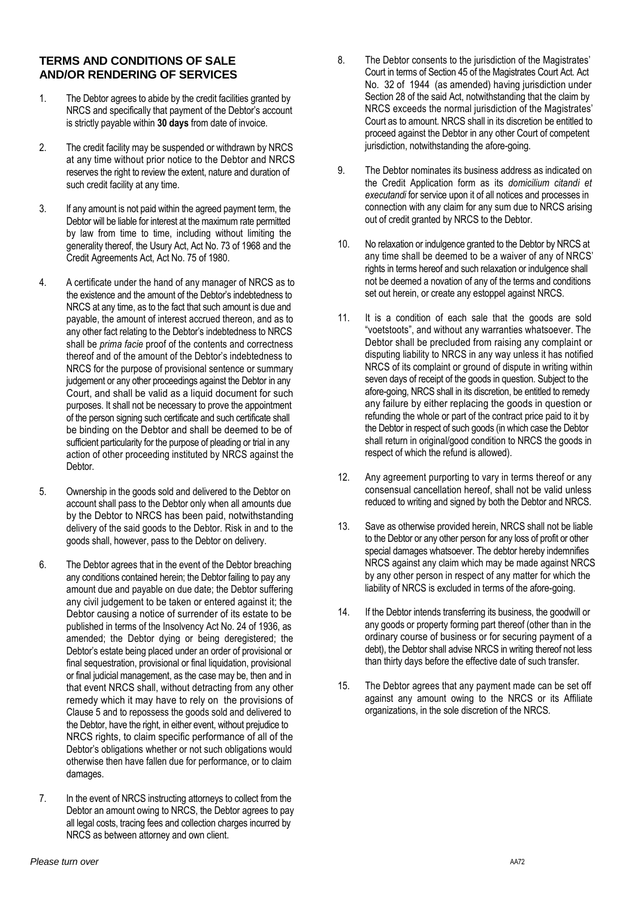## TERMS AND CONDITIONS OF SALE AND/OR RENDERING OF SERVICES

1. The Debtor agrees to abide by the credit facilities granted by NRCS and specifically that payment of the Debtor's account is strictly payable within **30 days** from date of invoice.

2. The credit facility may be suspended or withdrawn by NRCS at any time without prior notice to the Debtor and NRCS reserves the right to review the extent, nature and duration of such credit facility at any time.

3. If any amount is not paid within the agreed payment term, the Debtor will be liable for interest at the maximum rate permitted by law from time to time, including without limiting the generality thereof, the Usury Act, Act No. 73 of 1968 and the Credit Agreements Act, Act No. 75 of 1980.

4. A certificate under the hand of any manager of NRCS as to the existence and the amount of the Debtor's indebtedness to NRCS at any time, as to the fact that such amount is due and payable, the amount of interest accrued thereon, and as to any other fact relating to the Debtor's indebtedness to NRCS shall be *prima facie* proof of the contents and correctness thereof and of the amount of the Debtor's indebtedness to NRCS for the purpose of provisional sentence or summary judgement or any other proceedings against the Debtor in any Court, and shall be valid as a liquid document for such purposes. It shall not be necessary to prove the appointment of the person signing such certificate and such certificate shall be binding on the Debtor and shall be deemed to be of sufficient particularity for the purpose of pleading or trial in any action of other proceeding instituted by NRCS against the Debtor.

5. Ownership in the goods sold and delivered to the Debtor on account shall pass to the Debtor only when all amounts due by the Debtor to NRCS has been paid, notwithstanding delivery of the said goods to the Debtor. Risk in and to the goods shall, however, pass to the Debtor on delivery.

6. The Debtor agrees that in the event of the Debtor breaching any conditions contained herein; the Debtor failing to pay any amount due and payable on due date; the Debtor suffering any civil judgement to be taken or entered against it; the Debtor causing a notice of surrender of its estate to be published in terms of the Insolvency Act No. 24 of 1936, as amended; the Debtor dying or being deregistered; the Debtor's estate being placed under an order of provisional or final sequestration, provisional or final liquidation, provisional or final judicial management, as the case may be, then and in that event NRCS shall, without detracting from any other remedy which it may have to rely on the provisions of Clause 5 and to repossess the goods sold and delivered to the Debtor, have the right, in either event, without prejudice to NRCS rights, to claim specific performance of all of the Debtor's obligations whether or not such obligations would otherwise then have fallen due for performance, or to claim damages.

7. In the event of NRCS instructing attorneys to collect from the Debtor an amount owing to NRCS, the Debtor agrees to pay all legal costs, tracing fees and collection charges incurred by NRCS as between attorney and own client.

8. The Debtor consents to the jurisdiction of the Magistrates' Court in terms of Section 45 of the Magistrates Court Act. Act No. 32 of 1944 (as amended) having jurisdiction under Section 28 of the said Act, notwithstanding that the claim by NRCS exceeds the normal jurisdiction of the Magistrates' Court as to amount. NRCS shall in its discretion be entitled to proceed against the Debtor in any other Court of competent jurisdiction, notwithstanding the afore-going.

9. The Debtor nominates its business address as indicated on the Credit Application form as its *domicilium citandi et executandi* for service upon it of all notices and processes in connection with any claim for any sum due to NRCS arising out of credit granted by NRCS to the Debtor.

10. No relaxation or indulgence granted to the Debtor by NRCS at any time shall be deemed to be a waiver of any of NRCS' rights in terms hereof and such relaxation or indulgence shall not be deemed a novation of any of the terms and conditions set out herein, or create any estoppel against NRCS.

11. It is a condition of each sale that the goods are sold "voetstoots", and without any warranties whatsoever. The Debtor shall be precluded from raising any complaint or disputing liability to NRCS in any way unless it has notified NRCS of its complaint or ground of dispute in writing within seven days of receipt of the goods in question. Subject to the afore-going, NRCS shall in its discretion, be entitled to remedy any failure by either replacing the goods in question or refunding the whole or part of the contract price paid to it by the Debtor in respect of such goods (in which case the Debtor shall return in original/good condition to NRCS the goods in respect of which the refund is allowed).

12. Any agreement purporting to vary in terms thereof or any consensual cancellation hereof, shall not be valid unless reduced to writing and signed by both the Debtor and NRCS.

13. Save as otherwise provided herein, NRCS shall not be liable to the Debtor or any other person for any loss of profit or other special damages whatsoever. The debtor hereby indemnifies NRCS against any claim which may be made against NRCS by any other person in respect of any matter for which the liability of NRCS is excluded in terms of the afore-going.

14. If the Debtor intends transferring its business, the goodwill or any goods or property forming part thereof (other than in the ordinary course of business or for securing payment of a debt), the Debtor shall advise NRCS in writing thereof not less than thirty days before the effective date of such transfer.

15. The Debtor agrees that any payment made can be set off against any amount owing to the NRCS or its Affiliate organizations, in the sole discretion of the NRCS.

*Please turn over*

AA72